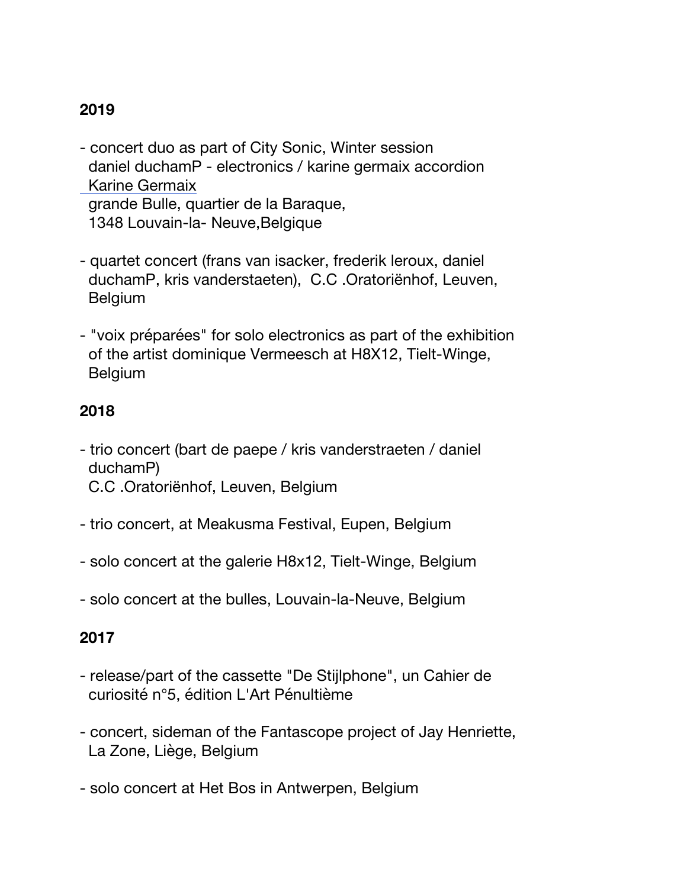**2019**

- concert duo as part of City Sonic, Winter session
  daniel duchamP - electronics / karine germaix accordion
  Karine Germaix
  grande Bulle, quartier de la Baraque,
  1348 Louvain-la- Neuve,Belgique

- quartet concert (frans van isacker, frederik leroux, daniel duchamP, kris vanderstaeten), C.C .Oratoriënhof, Leuven, Belgium

- "voix préparées" for solo electronics as part of the exhibition of the artist dominique Vermeesch at H8X12, Tielt-Winge, Belgium

**2018**

- trio concert (bart de paepe / kris vanderstraeten / daniel duchamP)
  C.C .Oratoriënhof, Leuven, Belgium

- trio concert, at Meakusma Festival, Eupen, Belgium

- solo concert at the galerie H8x12, Tielt-Winge, Belgium

- solo concert at the bulles, Louvain-la-Neuve, Belgium

**2017**

- release/part of the cassette "De Stijlphone", un Cahier de curiosité n°5, édition L'Art Pénultième

- concert, sideman of the Fantascope project of Jay Henriette, La Zone, Liège, Belgium

- solo concert at Het Bos in Antwerpen, Belgium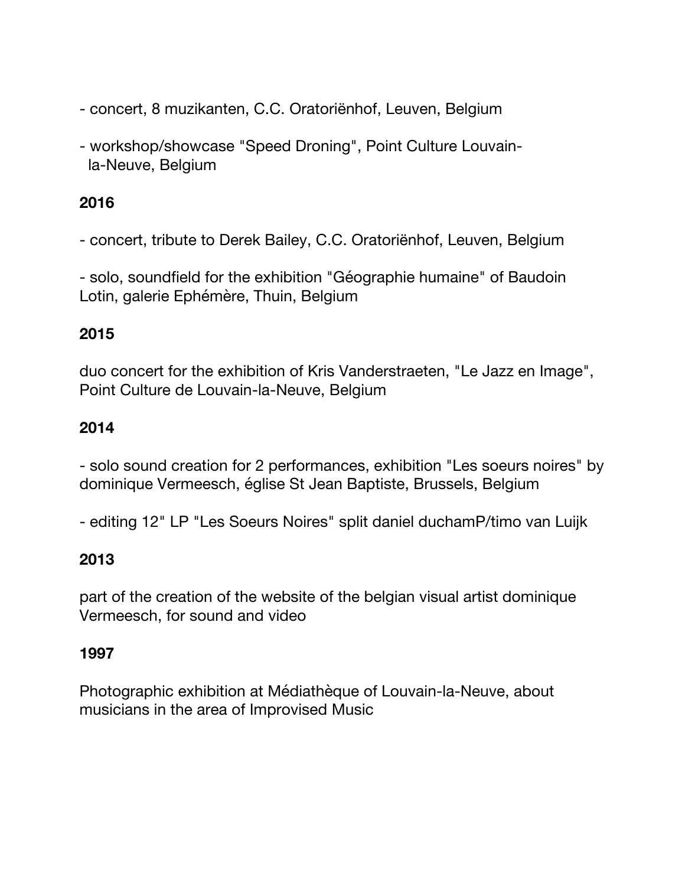- concert, 8 muzikanten, C.C. Oratoriënhof, Leuven, Belgium

- workshop/showcase "Speed Droning", Point Culture Louvain-la-Neuve, Belgium

**2016**

- concert, tribute to Derek Bailey, C.C. Oratoriënhof, Leuven, Belgium

- solo, soundfield for the exhibition "Géographie humaine" of Baudoin Lotin, galerie Ephémère, Thuin, Belgium

**2015**

duo concert for the exhibition of Kris Vanderstraeten, "Le Jazz en Image", Point Culture de Louvain-la-Neuve, Belgium

**2014**

- solo sound creation for 2 performances, exhibition "Les soeurs noires" by dominique Vermeesch, église St Jean Baptiste, Brussels, Belgium

- editing 12" LP "Les Soeurs Noires" split daniel duchamP/timo van Luijk

**2013**

part of the creation of the website of the belgian visual artist dominique Vermeesch, for sound and video

**1997**

Photographic exhibition at Médiathèque of Louvain-la-Neuve, about musicians in the area of Improvised Music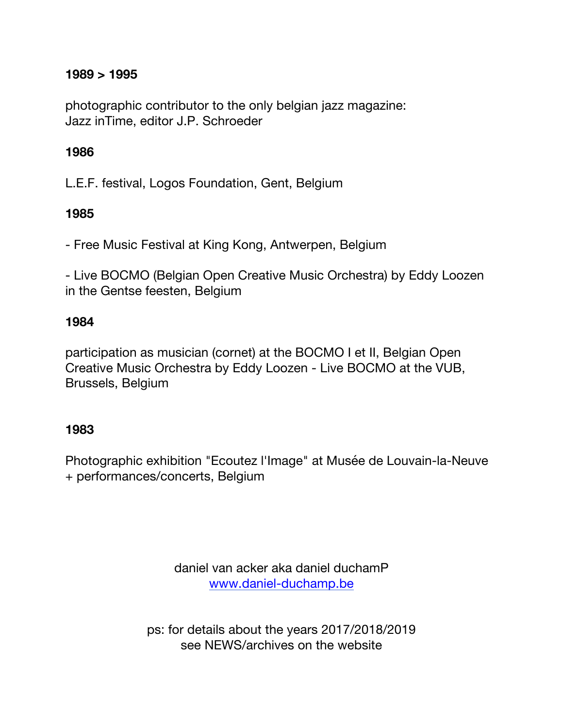**1989 > 1995**

photographic contributor to the only belgian jazz magazine:
Jazz inTime, editor J.P. Schroeder

**1986**

L.E.F. festival, Logos Foundation, Gent, Belgium

**1985**

- Free Music Festival at King Kong, Antwerpen, Belgium

- Live BOCMO (Belgian Open Creative Music Orchestra) by Eddy Loozen in the Gentse feesten, Belgium

**1984**

participation as musician (cornet) at the BOCMO I et II, Belgian Open Creative Music Orchestra by Eddy Loozen - Live BOCMO at the VUB, Brussels, Belgium

**1983**

Photographic exhibition "Ecoutez l'Image" at Musée de Louvain-la-Neuve + performances/concerts, Belgium

daniel van acker aka daniel duchamP
[www.daniel-duchamp.be](http://www.daniel-duchamp.be)

ps: for details about the years 2017/2018/2019
see NEWS/archives on the website